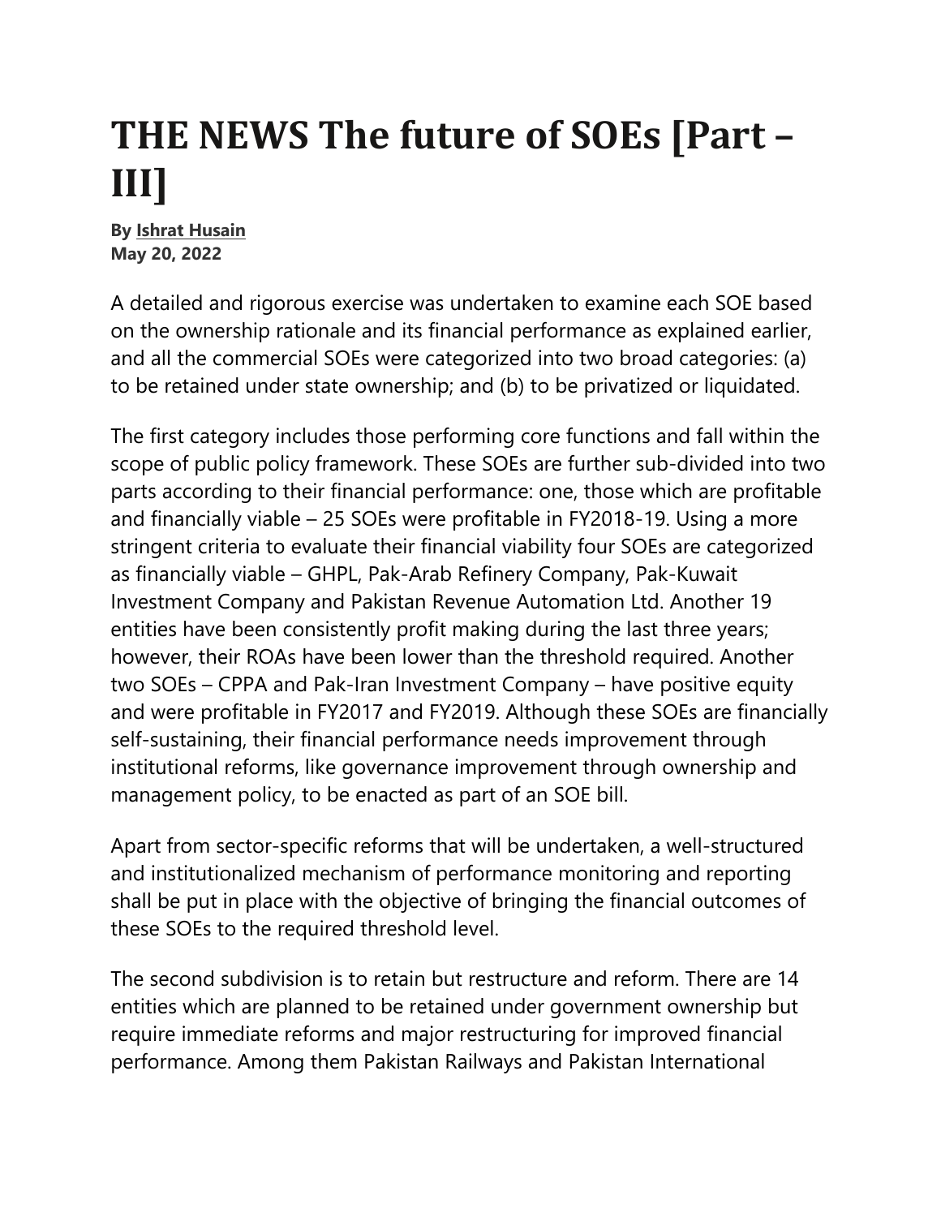# THE NEWS The future of SOEs [Part – III]

**By Ishrat Husain**
**May 20, 2022**

A detailed and rigorous exercise was undertaken to examine each SOE based on the ownership rationale and its financial performance as explained earlier, and all the commercial SOEs were categorized into two broad categories: (a) to be retained under state ownership; and (b) to be privatized or liquidated.

The first category includes those performing core functions and fall within the scope of public policy framework. These SOEs are further sub-divided into two parts according to their financial performance: one, those which are profitable and financially viable – 25 SOEs were profitable in FY2018-19. Using a more stringent criteria to evaluate their financial viability four SOEs are categorized as financially viable – GHPL, Pak-Arab Refinery Company, Pak-Kuwait Investment Company and Pakistan Revenue Automation Ltd. Another 19 entities have been consistently profit making during the last three years; however, their ROAs have been lower than the threshold required. Another two SOEs – CPPA and Pak-Iran Investment Company – have positive equity and were profitable in FY2017 and FY2019. Although these SOEs are financially self-sustaining, their financial performance needs improvement through institutional reforms, like governance improvement through ownership and management policy, to be enacted as part of an SOE bill.

Apart from sector-specific reforms that will be undertaken, a well-structured and institutionalized mechanism of performance monitoring and reporting shall be put in place with the objective of bringing the financial outcomes of these SOEs to the required threshold level.

The second subdivision is to retain but restructure and reform. There are 14 entities which are planned to be retained under government ownership but require immediate reforms and major restructuring for improved financial performance. Among them Pakistan Railways and Pakistan International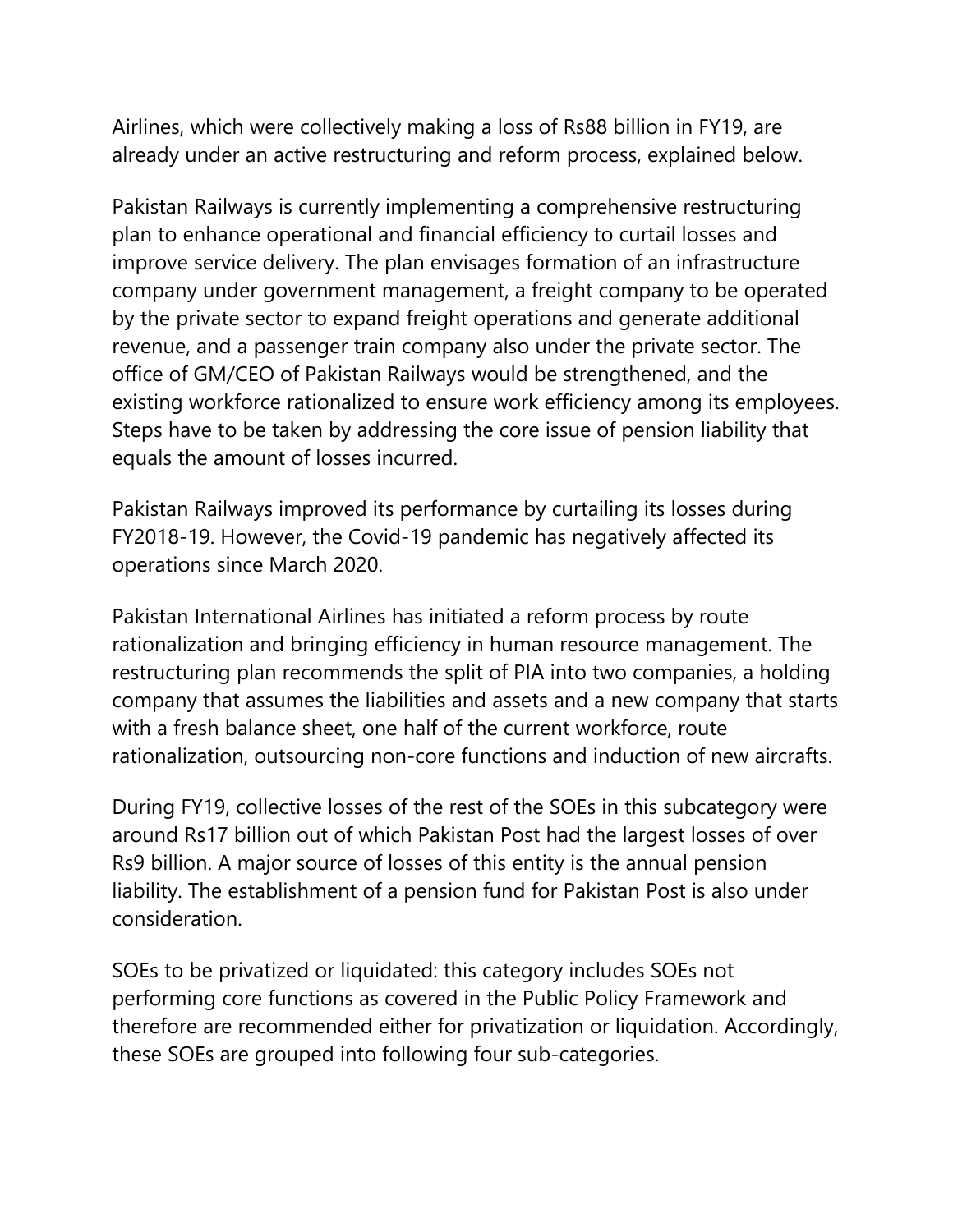Airlines, which were collectively making a loss of Rs88 billion in FY19, are already under an active restructuring and reform process, explained below.

Pakistan Railways is currently implementing a comprehensive restructuring plan to enhance operational and financial efficiency to curtail losses and improve service delivery. The plan envisages formation of an infrastructure company under government management, a freight company to be operated by the private sector to expand freight operations and generate additional revenue, and a passenger train company also under the private sector. The office of GM/CEO of Pakistan Railways would be strengthened, and the existing workforce rationalized to ensure work efficiency among its employees. Steps have to be taken by addressing the core issue of pension liability that equals the amount of losses incurred.

Pakistan Railways improved its performance by curtailing its losses during FY2018-19. However, the Covid-19 pandemic has negatively affected its operations since March 2020.

Pakistan International Airlines has initiated a reform process by route rationalization and bringing efficiency in human resource management. The restructuring plan recommends the split of PIA into two companies, a holding company that assumes the liabilities and assets and a new company that starts with a fresh balance sheet, one half of the current workforce, route rationalization, outsourcing non-core functions and induction of new aircrafts.

During FY19, collective losses of the rest of the SOEs in this subcategory were around Rs17 billion out of which Pakistan Post had the largest losses of over Rs9 billion. A major source of losses of this entity is the annual pension liability. The establishment of a pension fund for Pakistan Post is also under consideration.

SOEs to be privatized or liquidated: this category includes SOEs not performing core functions as covered in the Public Policy Framework and therefore are recommended either for privatization or liquidation. Accordingly, these SOEs are grouped into following four sub-categories.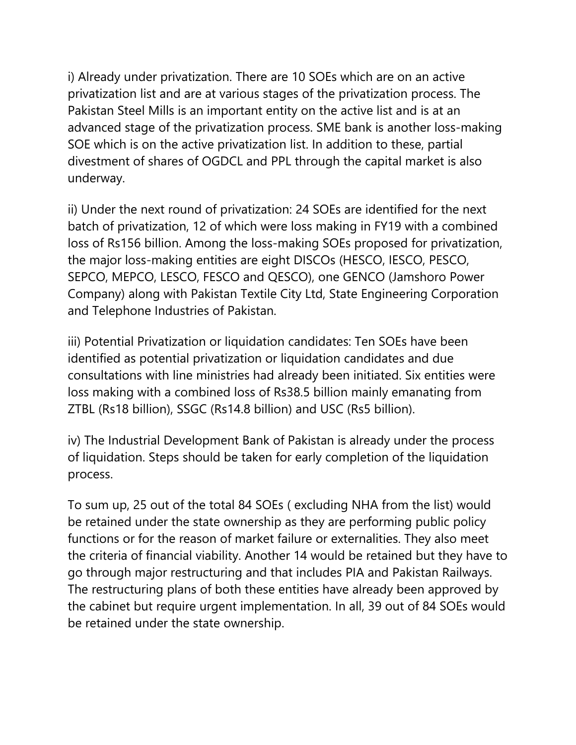i) Already under privatization. There are 10 SOEs which are on an active privatization list and are at various stages of the privatization process. The Pakistan Steel Mills is an important entity on the active list and is at an advanced stage of the privatization process. SME bank is another loss-making SOE which is on the active privatization list. In addition to these, partial divestment of shares of OGDCL and PPL through the capital market is also underway.

ii) Under the next round of privatization: 24 SOEs are identified for the next batch of privatization, 12 of which were loss making in FY19 with a combined loss of Rs156 billion. Among the loss-making SOEs proposed for privatization, the major loss-making entities are eight DISCOs (HESCO, IESCO, PESCO, SEPCO, MEPCO, LESCO, FESCO and QESCO), one GENCO (Jamshoro Power Company) along with Pakistan Textile City Ltd, State Engineering Corporation and Telephone Industries of Pakistan.

iii) Potential Privatization or liquidation candidates: Ten SOEs have been identified as potential privatization or liquidation candidates and due consultations with line ministries had already been initiated. Six entities were loss making with a combined loss of Rs38.5 billion mainly emanating from ZTBL (Rs18 billion), SSGC (Rs14.8 billion) and USC (Rs5 billion).

iv) The Industrial Development Bank of Pakistan is already under the process of liquidation. Steps should be taken for early completion of the liquidation process.

To sum up, 25 out of the total 84 SOEs ( excluding NHA from the list) would be retained under the state ownership as they are performing public policy functions or for the reason of market failure or externalities. They also meet the criteria of financial viability. Another 14 would be retained but they have to go through major restructuring and that includes PIA and Pakistan Railways. The restructuring plans of both these entities have already been approved by the cabinet but require urgent implementation. In all, 39 out of 84 SOEs would be retained under the state ownership.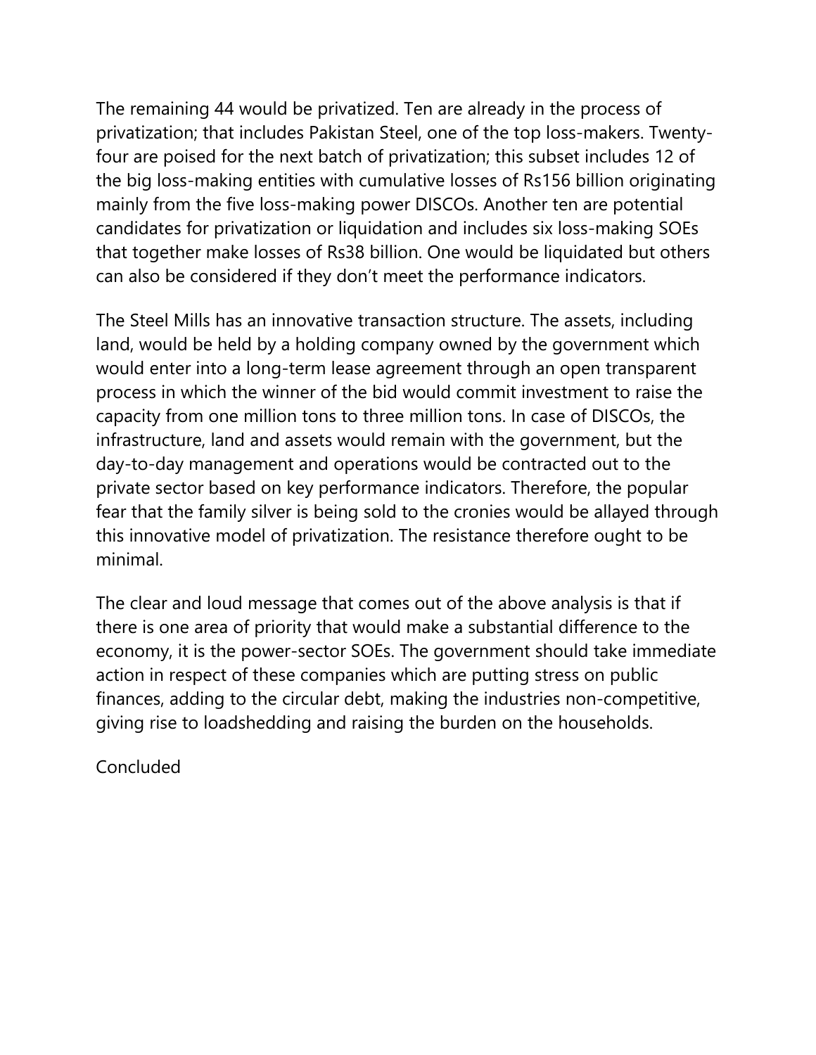The remaining 44 would be privatized. Ten are already in the process of privatization; that includes Pakistan Steel, one of the top loss-makers. Twenty-four are poised for the next batch of privatization; this subset includes 12 of the big loss-making entities with cumulative losses of Rs156 billion originating mainly from the five loss-making power DISCOs. Another ten are potential candidates for privatization or liquidation and includes six loss-making SOEs that together make losses of Rs38 billion. One would be liquidated but others can also be considered if they don't meet the performance indicators.

The Steel Mills has an innovative transaction structure. The assets, including land, would be held by a holding company owned by the government which would enter into a long-term lease agreement through an open transparent process in which the winner of the bid would commit investment to raise the capacity from one million tons to three million tons. In case of DISCOs, the infrastructure, land and assets would remain with the government, but the day-to-day management and operations would be contracted out to the private sector based on key performance indicators. Therefore, the popular fear that the family silver is being sold to the cronies would be allayed through this innovative model of privatization. The resistance therefore ought to be minimal.

The clear and loud message that comes out of the above analysis is that if there is one area of priority that would make a substantial difference to the economy, it is the power-sector SOEs. The government should take immediate action in respect of these companies which are putting stress on public finances, adding to the circular debt, making the industries non-competitive, giving rise to loadshedding and raising the burden on the households.

Concluded